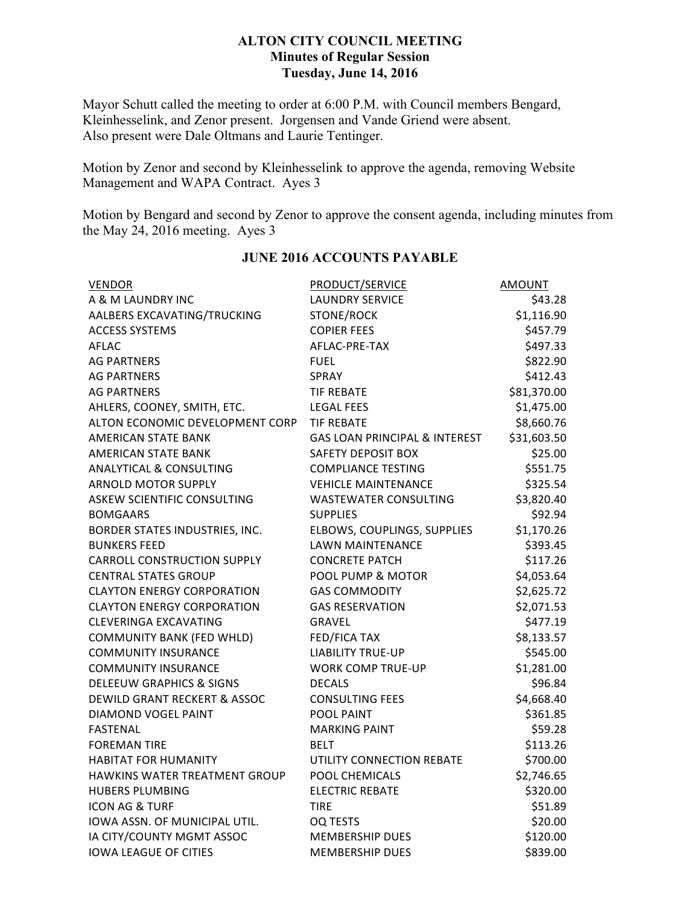# ALTON CITY COUNCIL MEETING
## Minutes of Regular Session
### Tuesday, June 14, 2016

Mayor Schutt called the meeting to order at 6:00 P.M. with Council members Bengard, Kleinhesselink, and Zenor present. Jorgensen and Vande Griend were absent. Also present were Dale Oltmans and Laurie Tentinger.

Motion by Zenor and second by Kleinhesselink to approve the agenda, removing Website Management and WAPA Contract. Ayes 3

Motion by Bengard and second by Zenor to approve the consent agenda, including minutes from the May 24, 2016 meeting. Ayes 3

## JUNE 2016 ACCOUNTS PAYABLE

| VENDOR | PRODUCT/SERVICE | AMOUNT |
|---|---|---|
| A & M LAUNDRY INC | LAUNDRY SERVICE | $43.28 |
| AALBERS EXCAVATING/TRUCKING | STONE/ROCK | $1,116.90 |
| ACCESS SYSTEMS | COPIER FEES | $457.79 |
| AFLAC | AFLAC-PRE-TAX | $497.33 |
| AG PARTNERS | FUEL | $822.90 |
| AG PARTNERS | SPRAY | $412.43 |
| AG PARTNERS | TIF REBATE | $81,370.00 |
| AHLERS, COONEY, SMITH, ETC. | LEGAL FEES | $1,475.00 |
| ALTON ECONOMIC DEVELOPMENT CORP | TIF REBATE | $8,660.76 |
| AMERICAN STATE BANK | GAS LOAN PRINCIPAL & INTEREST | $31,603.50 |
| AMERICAN STATE BANK | SAFETY DEPOSIT BOX | $25.00 |
| ANALYTICAL & CONSULTING | COMPLIANCE TESTING | $551.75 |
| ARNOLD MOTOR SUPPLY | VEHICLE MAINTENANCE | $325.54 |
| ASKEW SCIENTIFIC CONSULTING | WASTEWATER CONSULTING | $3,820.40 |
| BOMGAARS | SUPPLIES | $92.94 |
| BORDER STATES INDUSTRIES, INC. | ELBOWS, COUPLINGS, SUPPLIES | $1,170.26 |
| BUNKERS FEED | LAWN MAINTENANCE | $393.45 |
| CARROLL CONSTRUCTION SUPPLY | CONCRETE PATCH | $117.26 |
| CENTRAL STATES GROUP | POOL PUMP & MOTOR | $4,053.64 |
| CLAYTON ENERGY CORPORATION | GAS COMMODITY | $2,625.72 |
| CLAYTON ENERGY CORPORATION | GAS RESERVATION | $2,071.53 |
| CLEVERINGA EXCAVATING | GRAVEL | $477.19 |
| COMMUNITY BANK (FED WHLD) | FED/FICA TAX | $8,133.57 |
| COMMUNITY INSURANCE | LIABILITY TRUE-UP | $545.00 |
| COMMUNITY INSURANCE | WORK COMP TRUE-UP | $1,281.00 |
| DELEEUW GRAPHICS & SIGNS | DECALS | $96.84 |
| DEWILD GRANT RECKERT & ASSOC | CONSULTING FEES | $4,668.40 |
| DIAMOND VOGEL PAINT | POOL PAINT | $361.85 |
| FASTENAL | MARKING PAINT | $59.28 |
| FOREMAN TIRE | BELT | $113.26 |
| HABITAT FOR HUMANITY | UTILITY CONNECTION REBATE | $700.00 |
| HAWKINS WATER TREATMENT GROUP | POOL CHEMICALS | $2,746.65 |
| HUBERS PLUMBING | ELECTRIC REBATE | $320.00 |
| ICON AG & TURF | TIRE | $51.89 |
| IOWA ASSN. OF MUNICIPAL UTIL. | OQ TESTS | $20.00 |
| IA CITY/COUNTY MGMT ASSOC | MEMBERSHIP DUES | $120.00 |
| IOWA LEAGUE OF CITIES | MEMBERSHIP DUES | $839.00 |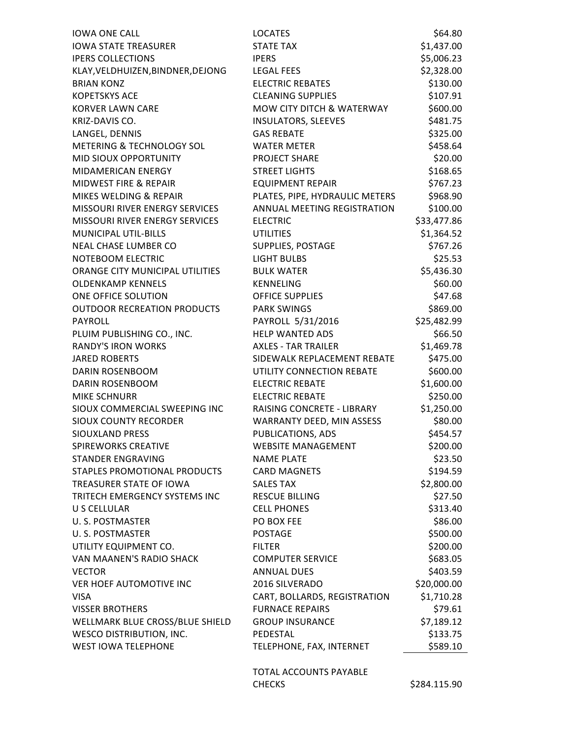| | | |
|---|---|---|
| IOWA ONE CALL | LOCATES | $64.80 |
| IOWA STATE TREASURER | STATE TAX | $1,437.00 |
| IPERS COLLECTIONS | IPERS | $5,006.23 |
| KLAY,VELDHUIZEN,BINDNER,DEJONG | LEGAL FEES | $2,328.00 |
| BRIAN KONZ | ELECTRIC REBATES | $130.00 |
| KOPETSKYS ACE | CLEANING SUPPLIES | $107.91 |
| KORVER LAWN CARE | MOW CITY DITCH & WATERWAY | $600.00 |
| KRIZ-DAVIS CO. | INSULATORS, SLEEVES | $481.75 |
| LANGEL, DENNIS | GAS REBATE | $325.00 |
| METERING & TECHNOLOGY SOL | WATER METER | $458.64 |
| MID SIOUX OPPORTUNITY | PROJECT SHARE | $20.00 |
| MIDAMERICAN ENERGY | STREET LIGHTS | $168.65 |
| MIDWEST FIRE & REPAIR | EQUIPMENT REPAIR | $767.23 |
| MIKES WELDING & REPAIR | PLATES, PIPE, HYDRAULIC METERS | $968.90 |
| MISSOURI RIVER ENERGY SERVICES | ANNUAL MEETING REGISTRATION | $100.00 |
| MISSOURI RIVER ENERGY SERVICES | ELECTRIC | $33,477.86 |
| MUNICIPAL UTIL-BILLS | UTILITIES | $1,364.52 |
| NEAL CHASE LUMBER CO | SUPPLIES, POSTAGE | $767.26 |
| NOTEBOOM ELECTRIC | LIGHT BULBS | $25.53 |
| ORANGE CITY MUNICIPAL UTILITIES | BULK WATER | $5,436.30 |
| OLDENKAMP KENNELS | KENNELING | $60.00 |
| ONE OFFICE SOLUTION | OFFICE SUPPLIES | $47.68 |
| OUTDOOR RECREATION PRODUCTS | PARK SWINGS | $869.00 |
| PAYROLL | PAYROLL 5/31/2016 | $25,482.99 |
| PLUIM PUBLISHING CO., INC. | HELP WANTED ADS | $66.50 |
| RANDY'S IRON WORKS | AXLES - TAR TRAILER | $1,469.78 |
| JARED ROBERTS | SIDEWALK REPLACEMENT REBATE | $475.00 |
| DARIN ROSENBOOM | UTILITY CONNECTION REBATE | $600.00 |
| DARIN ROSENBOOM | ELECTRIC REBATE | $1,600.00 |
| MIKE SCHNURR | ELECTRIC REBATE | $250.00 |
| SIOUX COMMERCIAL SWEEPING INC | RAISING CONCRETE - LIBRARY | $1,250.00 |
| SIOUX COUNTY RECORDER | WARRANTY DEED, MIN ASSESS | $80.00 |
| SIOUXLAND PRESS | PUBLICATIONS, ADS | $454.57 |
| SPIREWORKS CREATIVE | WEBSITE MANAGEMENT | $200.00 |
| STANDER ENGRAVING | NAME PLATE | $23.50 |
| STAPLES PROMOTIONAL PRODUCTS | CARD MAGNETS | $194.59 |
| TREASURER STATE OF IOWA | SALES TAX | $2,800.00 |
| TRITECH EMERGENCY SYSTEMS INC | RESCUE BILLING | $27.50 |
| U S CELLULAR | CELL PHONES | $313.40 |
| U. S. POSTMASTER | PO BOX FEE | $86.00 |
| U. S. POSTMASTER | POSTAGE | $500.00 |
| UTILITY EQUIPMENT CO. | FILTER | $200.00 |
| VAN MAANEN'S RADIO SHACK | COMPUTER SERVICE | $683.05 |
| VECTOR | ANNUAL DUES | $403.59 |
| VER HOEF AUTOMOTIVE INC | 2016 SILVERADO | $20,000.00 |
| VISA | CART, BOLLARDS, REGISTRATION | $1,710.28 |
| VISSER BROTHERS | FURNACE REPAIRS | $79.61 |
| WELLMARK BLUE CROSS/BLUE SHIELD | GROUP INSURANCE | $7,189.12 |
| WESCO DISTRIBUTION, INC. | PEDESTAL | $133.75 |
| WEST IOWA TELEPHONE | TELEPHONE, FAX, INTERNET | $589.10 |
| | TOTAL ACCOUNTS PAYABLE CHECKS | $284.115.90 |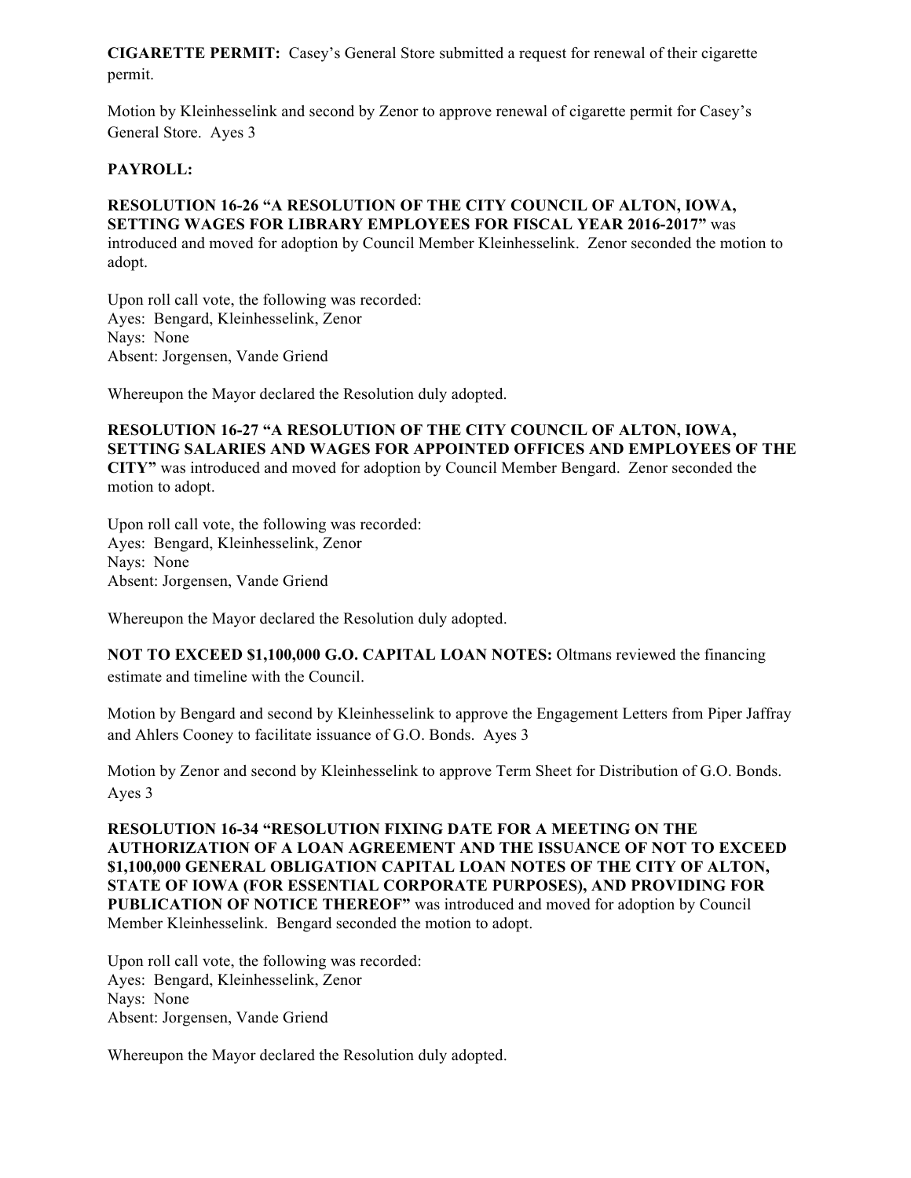**CIGARETTE PERMIT:** Casey's General Store submitted a request for renewal of their cigarette permit.

Motion by Kleinhesselink and second by Zenor to approve renewal of cigarette permit for Casey's General Store. Ayes 3

**PAYROLL:**

**RESOLUTION 16-26 "A RESOLUTION OF THE CITY COUNCIL OF ALTON, IOWA, SETTING WAGES FOR LIBRARY EMPLOYEES FOR FISCAL YEAR 2016-2017"** was introduced and moved for adoption by Council Member Kleinhesselink. Zenor seconded the motion to adopt.

Upon roll call vote, the following was recorded:
Ayes: Bengard, Kleinhesselink, Zenor
Nays: None
Absent: Jorgensen, Vande Griend

Whereupon the Mayor declared the Resolution duly adopted.

**RESOLUTION 16-27 "A RESOLUTION OF THE CITY COUNCIL OF ALTON, IOWA, SETTING SALARIES AND WAGES FOR APPOINTED OFFICES AND EMPLOYEES OF THE CITY"** was introduced and moved for adoption by Council Member Bengard. Zenor seconded the motion to adopt.

Upon roll call vote, the following was recorded:
Ayes: Bengard, Kleinhesselink, Zenor
Nays: None
Absent: Jorgensen, Vande Griend

Whereupon the Mayor declared the Resolution duly adopted.

**NOT TO EXCEED $1,100,000 G.O. CAPITAL LOAN NOTES:** Oltmans reviewed the financing estimate and timeline with the Council.

Motion by Bengard and second by Kleinhesselink to approve the Engagement Letters from Piper Jaffray and Ahlers Cooney to facilitate issuance of G.O. Bonds. Ayes 3

Motion by Zenor and second by Kleinhesselink to approve Term Sheet for Distribution of G.O. Bonds. Ayes 3

**RESOLUTION 16-34 "RESOLUTION FIXING DATE FOR A MEETING ON THE AUTHORIZATION OF A LOAN AGREEMENT AND THE ISSUANCE OF NOT TO EXCEED $1,100,000 GENERAL OBLIGATION CAPITAL LOAN NOTES OF THE CITY OF ALTON, STATE OF IOWA (FOR ESSENTIAL CORPORATE PURPOSES), AND PROVIDING FOR PUBLICATION OF NOTICE THEREOF"** was introduced and moved for adoption by Council Member Kleinhesselink. Bengard seconded the motion to adopt.

Upon roll call vote, the following was recorded:
Ayes: Bengard, Kleinhesselink, Zenor
Nays: None
Absent: Jorgensen, Vande Griend

Whereupon the Mayor declared the Resolution duly adopted.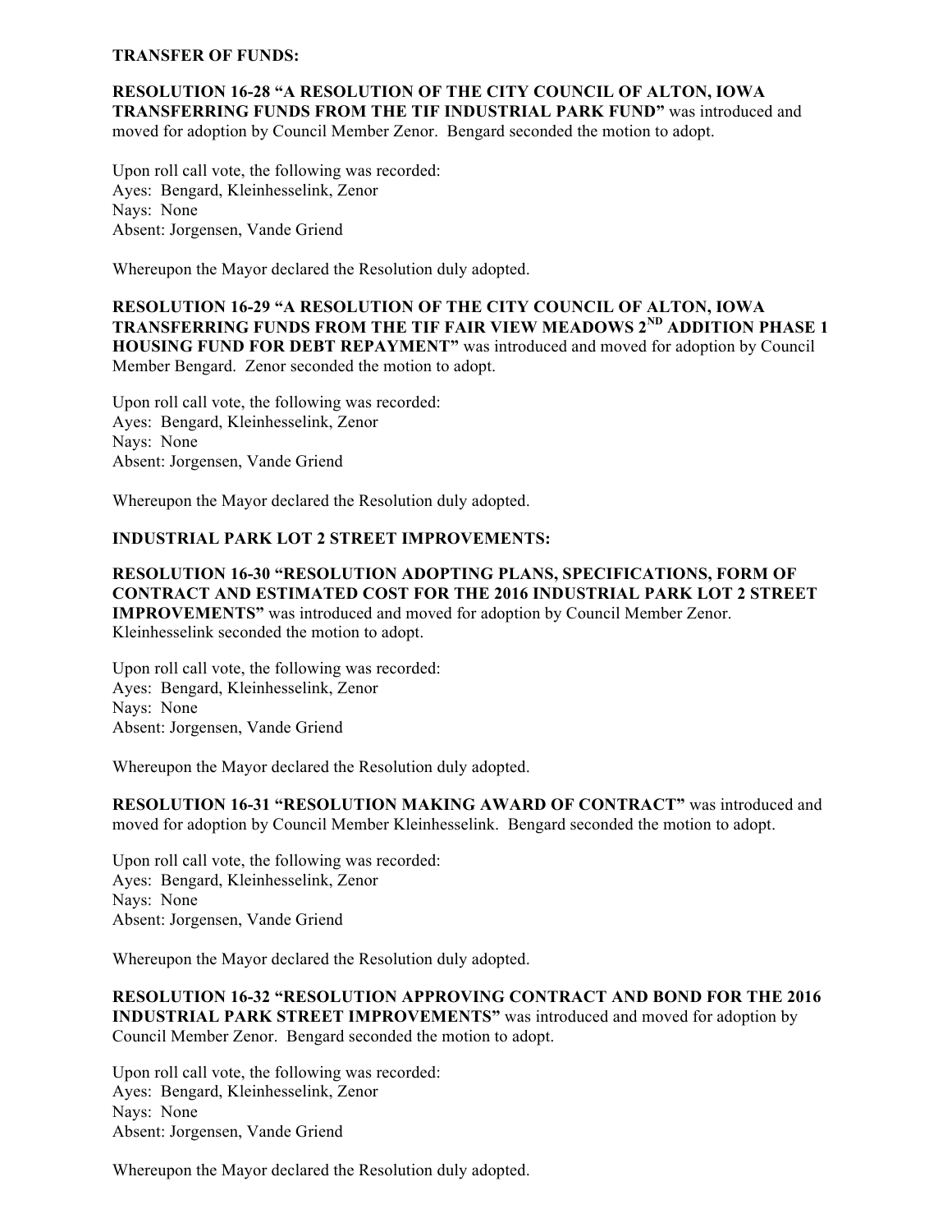**TRANSFER OF FUNDS:**

**RESOLUTION 16-28 "A RESOLUTION OF THE CITY COUNCIL OF ALTON, IOWA TRANSFERRING FUNDS FROM THE TIF INDUSTRIAL PARK FUND"** was introduced and moved for adoption by Council Member Zenor. Bengard seconded the motion to adopt.

Upon roll call vote, the following was recorded:
Ayes: Bengard, Kleinhesselink, Zenor
Nays: None
Absent: Jorgensen, Vande Griend

Whereupon the Mayor declared the Resolution duly adopted.

**RESOLUTION 16-29 "A RESOLUTION OF THE CITY COUNCIL OF ALTON, IOWA TRANSFERRING FUNDS FROM THE TIF FAIR VIEW MEADOWS 2ND ADDITION PHASE 1 HOUSING FUND FOR DEBT REPAYMENT"** was introduced and moved for adoption by Council Member Bengard. Zenor seconded the motion to adopt.

Upon roll call vote, the following was recorded:
Ayes: Bengard, Kleinhesselink, Zenor
Nays: None
Absent: Jorgensen, Vande Griend

Whereupon the Mayor declared the Resolution duly adopted.

**INDUSTRIAL PARK LOT 2 STREET IMPROVEMENTS:**

**RESOLUTION 16-30 "RESOLUTION ADOPTING PLANS, SPECIFICATIONS, FORM OF CONTRACT AND ESTIMATED COST FOR THE 2016 INDUSTRIAL PARK LOT 2 STREET IMPROVEMENTS"** was introduced and moved for adoption by Council Member Zenor. Kleinhesselink seconded the motion to adopt.

Upon roll call vote, the following was recorded:
Ayes: Bengard, Kleinhesselink, Zenor
Nays: None
Absent: Jorgensen, Vande Griend

Whereupon the Mayor declared the Resolution duly adopted.

**RESOLUTION 16-31 "RESOLUTION MAKING AWARD OF CONTRACT"** was introduced and moved for adoption by Council Member Kleinhesselink. Bengard seconded the motion to adopt.

Upon roll call vote, the following was recorded:
Ayes: Bengard, Kleinhesselink, Zenor
Nays: None
Absent: Jorgensen, Vande Griend

Whereupon the Mayor declared the Resolution duly adopted.

**RESOLUTION 16-32 "RESOLUTION APPROVING CONTRACT AND BOND FOR THE 2016 INDUSTRIAL PARK STREET IMPROVEMENTS"** was introduced and moved for adoption by Council Member Zenor. Bengard seconded the motion to adopt.

Upon roll call vote, the following was recorded:
Ayes: Bengard, Kleinhesselink, Zenor
Nays: None
Absent: Jorgensen, Vande Griend

Whereupon the Mayor declared the Resolution duly adopted.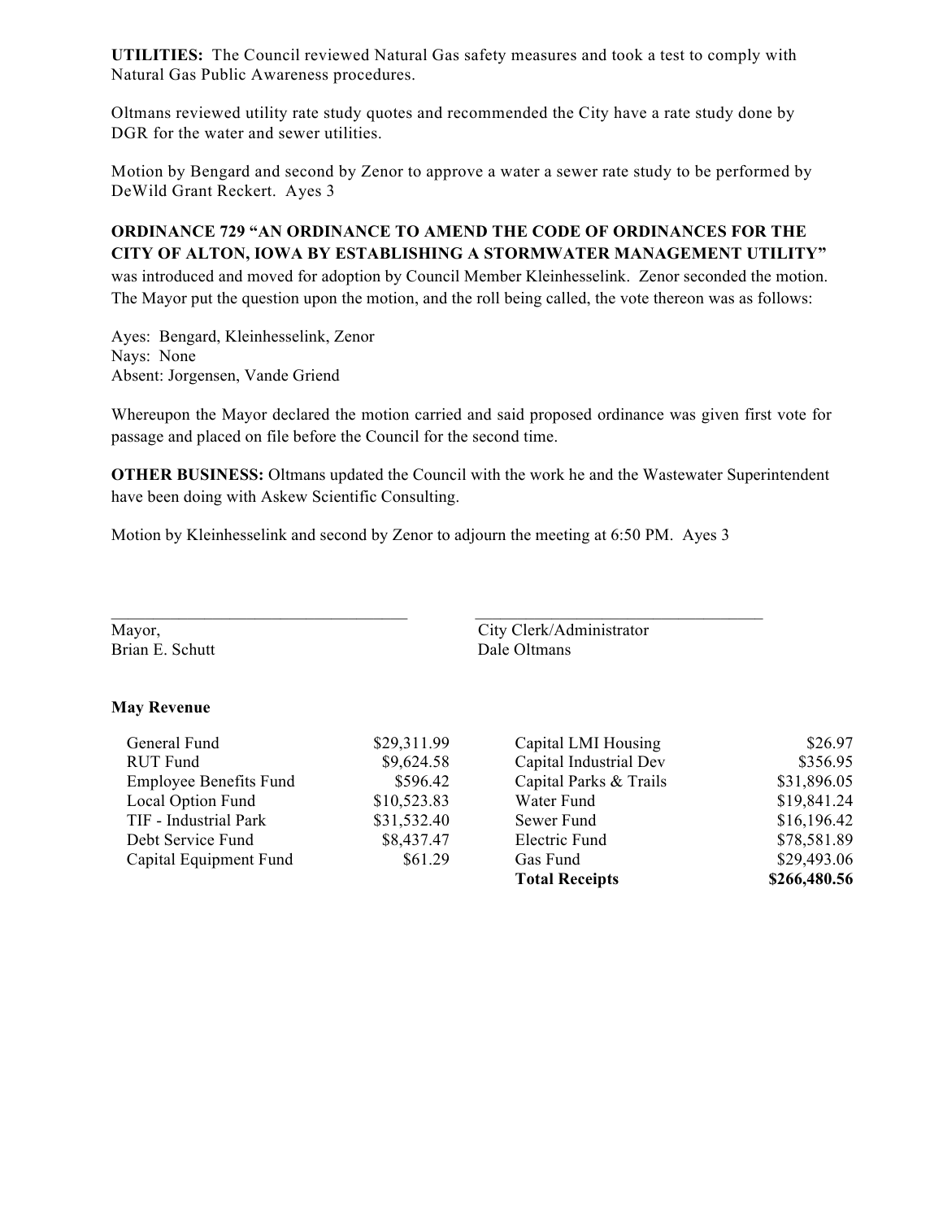**UTILITIES:** The Council reviewed Natural Gas safety measures and took a test to comply with Natural Gas Public Awareness procedures.

Oltmans reviewed utility rate study quotes and recommended the City have a rate study done by DGR for the water and sewer utilities.

Motion by Bengard and second by Zenor to approve a water a sewer rate study to be performed by DeWild Grant Reckert. Ayes 3

**ORDINANCE 729 "AN ORDINANCE TO AMEND THE CODE OF ORDINANCES FOR THE CITY OF ALTON, IOWA BY ESTABLISHING A STORMWATER MANAGEMENT UTILITY"** was introduced and moved for adoption by Council Member Kleinhesselink. Zenor seconded the motion. The Mayor put the question upon the motion, and the roll being called, the vote thereon was as follows:

Ayes: Bengard, Kleinhesselink, Zenor
Nays: None
Absent: Jorgensen, Vande Griend

Whereupon the Mayor declared the motion carried and said proposed ordinance was given first vote for passage and placed on file before the Council for the second time.

**OTHER BUSINESS:** Oltmans updated the Council with the work he and the Wastewater Superintendent have been doing with Askew Scientific Consulting.

Motion by Kleinhesselink and second by Zenor to adjourn the meeting at 6:50 PM. Ayes 3

___________________________________ ___________________________________

Mayor,
Brian E. Schutt

City Clerk/Administrator
Dale Oltmans

**May Revenue**

| | | | |
|---|---|---|---|
| General Fund | $29,311.99 | Capital LMI Housing | $26.97 |
| RUT Fund | $9,624.58 | Capital Industrial Dev | $356.95 |
| Employee Benefits Fund | $596.42 | Capital Parks & Trails | $31,896.05 |
| Local Option Fund | $10,523.83 | Water Fund | $19,841.24 |
| TIF - Industrial Park | $31,532.40 | Sewer Fund | $16,196.42 |
| Debt Service Fund | $8,437.47 | Electric Fund | $78,581.89 |
| Capital Equipment Fund | $61.29 | Gas Fund | $29,493.06 |
| | | **Total Receipts** | **$266,480.56** |